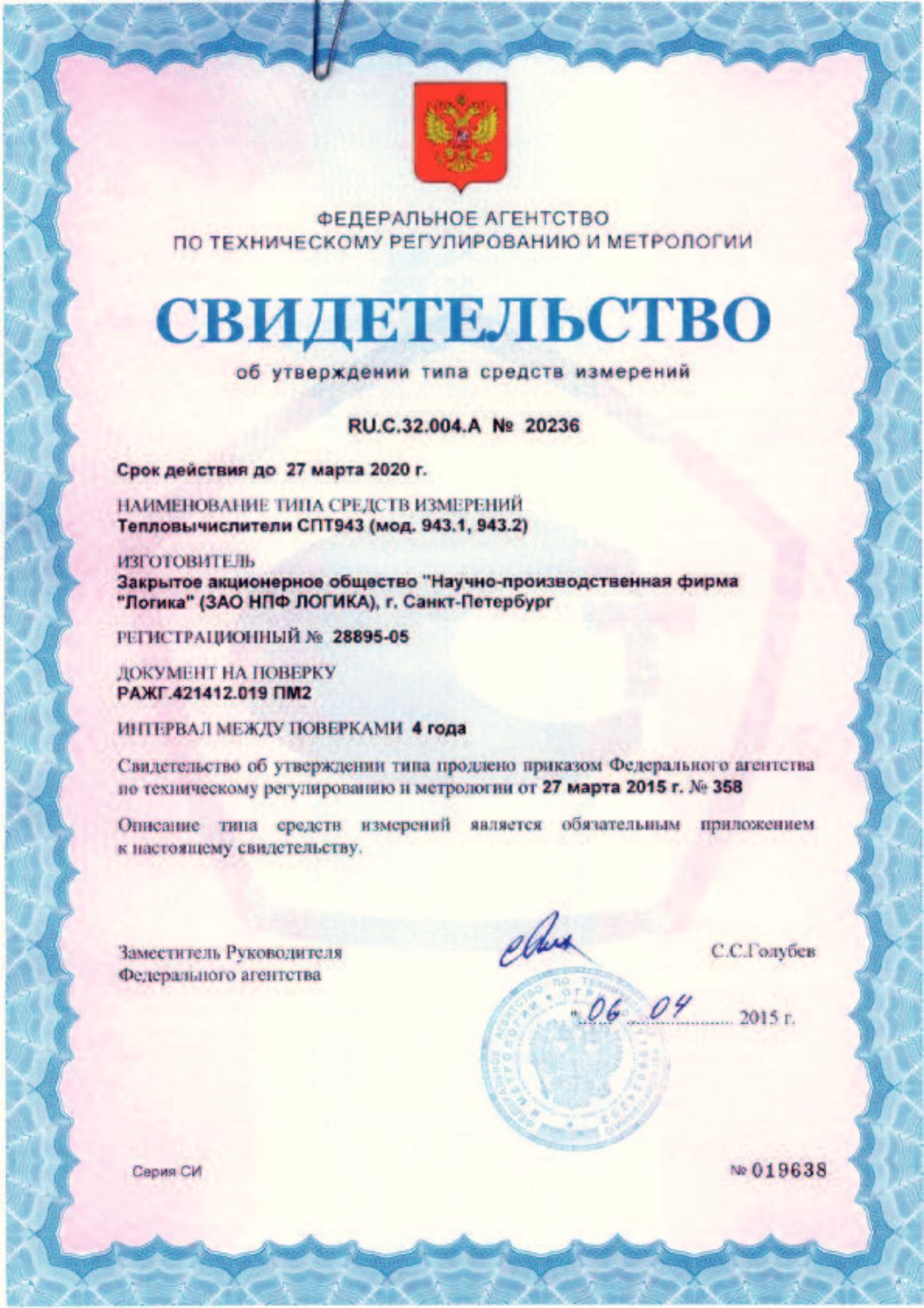ФЕДЕРАЛЬНОЕ АГЕНТСТВО
ПО ТЕХНИЧЕСКОМУ РЕГУЛИРОВАНИЮ И МЕТРОЛОГИИ

# СВИДЕТЕЛЬСТВО

об утверждении типа средств измерений

**RU.C.32.004.A № 20236**

**Срок действия до 27 марта 2020 г.**

НАИМЕНОВАНИЕ ТИПА СРЕДСТВ ИЗМЕРЕНИЙ
**Тепловычислители СПТ943 (мод. 943.1, 943.2)**

ИЗГОТОВИТЕЛЬ
**Закрытое акционерное общество "Научно-производственная фирма "Логика" (ЗАО НПФ ЛОГИКА), г. Санкт-Петербург**

РЕГИСТРАЦИОННЫЙ № **28895-05**

ДОКУМЕНТ НА ПОВЕРКУ
**РАЖГ.421412.019 ПМ2**

ИНТЕРВАЛ МЕЖДУ ПОВЕРКАМИ **4 года**

Свидетельство об утверждении типа продлено приказом Федерального агентства по техническому регулированию и метрологии от **27 марта 2015 г. № 358**

Описание типа средств измерений является обязательным приложением к настоящему свидетельству.

Заместитель Руководителя
Федерального агентства

С.С.Голубев

"06" 04 2015 г.

Серия СИ

№ 019638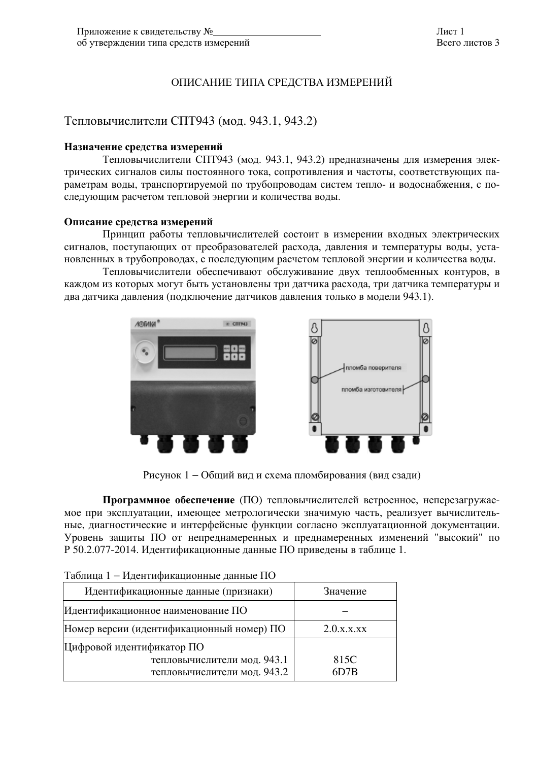# ОПИСАНИЕ ТИПА СРЕДСТВА ИЗМЕРЕНИЙ

## Тепловычислители СПТ943 (мод. 943.1, 943.2)

### Назначение средства измерений

Тепловычислители СПТ943 (мод. 943.1, 943.2) предназначены для измерения электрических сигналов силы постоянного тока, сопротивления и частоты, соответствующих параметрам воды, транспортируемой по трубопроводам систем тепло- и водоснабжения, с последующим расчетом тепловой энергии и количества воды.

### Описание средства измерений

Принцип работы тепловычислителей состоит в измерении входных электрических сигналов, поступающих от преобразователей расхода, давления и температуры воды, установленных в трубопроводах, с последующим расчетом тепловой энергии и количества воды.

Тепловычислители обеспечивают обслуживание двух теплообменных контуров, в каждом из которых могут быть установлены три датчика расхода, три датчика температуры и два датчика давления (подключение датчиков давления только в модели 943.1).

пломба поверителя

пломба изготовителя

Рисунок 1 – Общий вид и схема пломбирования (вид сзади)

**Программное обеспечение** (ПО) тепловычислителей встроенное, неперезагружаемое при эксплуатации, имеющее метрологически значимую часть, реализует вычислительные, диагностические и интерфейсные функции согласно эксплуатационной документации. Уровень защиты ПО от непреднамеренных и преднамеренных изменений "высокий" по Р 50.2.077-2014. Идентификационные данные ПО приведены в таблице 1.

Таблица 1 – Идентификационные данные ПО

| Идентификационные данные (признаки) | Значение |
|---|---|
| Идентификационное наименование ПО | – |
| Номер версии (идентификационный номер) ПО | 2.0.x.x.xx |
| Цифровой идентификатор ПО<br>тепловычислители мод. 943.1<br>тепловычислители мод. 943.2 | <br>815C<br>6D7B |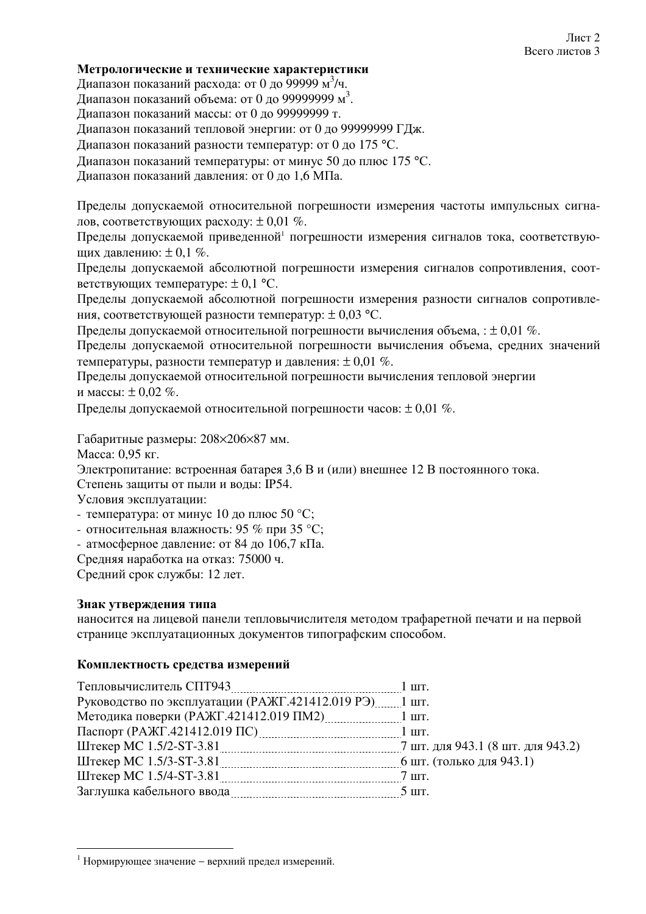**Метрологические и технические характеристики**

Диапазон показаний расхода: от 0 до 99999 $м^3$/ч.

Диапазон показаний объема: от 0 до 99999999 $м^3$.

Диапазон показаний массы: от 0 до 99999999 т.

Диапазон показаний тепловой энергии: от 0 до 99999999 ГДж.

Диапазон показаний разности температур: от 0 до 175 °C.

Диапазон показаний температуры: от минус 50 до плюс 175 °C.

Диапазон показаний давления: от 0 до 1,6 МПа.

Пределы допускаемой относительной погрешности измерения частоты импульсных сигналов, соответствующих расходу: ± 0,01 %.

Пределы допускаемой приведенной[1] погрешности измерения сигналов тока, соответствующих давлению: ± 0,1 %.

Пределы допускаемой абсолютной погрешности измерения сигналов сопротивления, соответствующих температуре: ± 0,1 °C.

Пределы допускаемой абсолютной погрешности измерения разности сигналов сопротивления, соответствующей разности температур: ± 0,03 °C.

Пределы допускаемой относительной погрешности вычисления объема, : ± 0,01 %.

Пределы допускаемой относительной погрешности вычисления объема, средних значений температуры, разности температур и давления: ± 0,01 %.

Пределы допускаемой относительной погрешности вычисления тепловой энергии и массы: ± 0,02 %.

Пределы допускаемой относительной погрешности часов: ± 0,01 %.

Габаритные размеры: 208×206×87 мм.

Масса: 0,95 кг.

Электропитание: встроенная батарея 3,6 В и (или) внешнее 12 В постоянного тока.

Степень защиты от пыли и воды: IP54.

Условия эксплуатации:

- температура: от минус 10 до плюс 50 °C;
- относительная влажность: 95 % при 35 °C;
- атмосферное давление: от 84 до 106,7 кПа.

Средняя наработка на отказ: 75000 ч.

Средний срок службы: 12 лет.

**Знак утверждения типа**

наносится на лицевой панели тепловычислителя методом трафаретной печати и на первой странице эксплуатационных документов типографским способом.

**Комплектность средства измерений**

| | |
|---|---|
| Тепловычислитель СПТ943 | 1 шт. |
| Руководство по эксплуатации (РАЖГ.421412.019 РЭ) | 1 шт. |
| Методика поверки (РАЖГ.421412.019 ПМ2) | 1 шт. |
| Паспорт (РАЖГ.421412.019 ПС) | 1 шт. |
| Штекер MC 1.5/2-ST-3.81 | 7 шт. для 943.1 (8 шт. для 943.2) |
| Штекер MC 1.5/3-ST-3.81 | 6 шт. (только для 943.1) |
| Штекер MC 1.5/4-ST-3.81 | 7 шт. |
| Заглушка кабельного ввода | 5 шт. |

[1] Нормирующее значение – верхний предел измерений.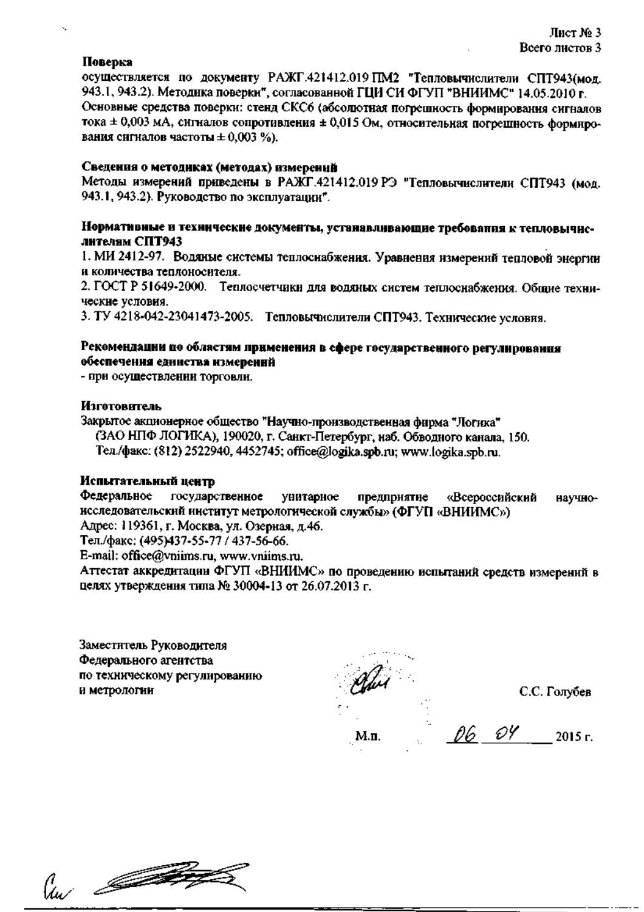**Поверка**

осуществляется по документу РАЖГ.421412.019 ПМ2 "Тепловычислители СПТ943(мод. 943.1, 943.2). Методика поверки", согласованной ГЦИ СИ ФГУП "ВНИИМС" 14.05.2010 г.

Основные средства поверки: стенд СКС6 (абсолютная погрешность формирования сигналов тока ± 0,003 мА, сигналов сопротивления ± 0,015 Ом, относительная погрешность формирования сигналов частоты ± 0,003 %).

**Сведения о методиках (методах) измерений**

Методы измерений приведены в РАЖГ.421412.019 РЭ "Тепловычислители СПТ943 (мод. 943.1, 943.2). Руководство по эксплуатации".

**Нормативные и технические документы, устанавливающие требования к тепловычислителям СПТ943**

1. МИ 2412-97. Водяные системы теплоснабжения. Уравнения измерений тепловой энергии и количества теплоносителя.
2. ГОСТ Р 51649-2000. Теплосчетчики для водяных систем теплоснабжения. Общие технические условия.
3. ТУ 4218-042-23041473-2005. Тепловычислители СПТ943. Технические условия.

**Рекомендации по областям применения в сфере государственного регулирования обеспечения единства измерений**

- при осуществлении торговли.

**Изготовитель**

Закрытое акционерное общество "Научно-производственная фирма "Логика"
(ЗАО НПФ ЛОГИКА), 190020, г. Санкт-Петербург, наб. Обводного канала, 150.
Тел./факс: (812) 2522940, 4452745; office@logika.spb.ru; www.logika.spb.ru.

**Испытательный центр**

Федеральное государственное унитарное предприятие «Всероссийский научно-исследовательский институт метрологической службы» (ФГУП «ВНИИМС»)
Адрес: 119361, г. Москва, ул. Озерная, д.46.
Тел./факс: (495)437-55-77 / 437-56-66.
E-mail: office@vniims.ru, www.vniims.ru.
Аттестат аккредитации ФГУП «ВНИИМС» по проведению испытаний средств измерений в целях утверждения типа № 30004-13 от 26.07.2013 г.

Заместитель Руководителя
Федерального агентства
по техническому регулированию
и метрологии

С.С. Голубев

М.п. 06 04 2015 г.